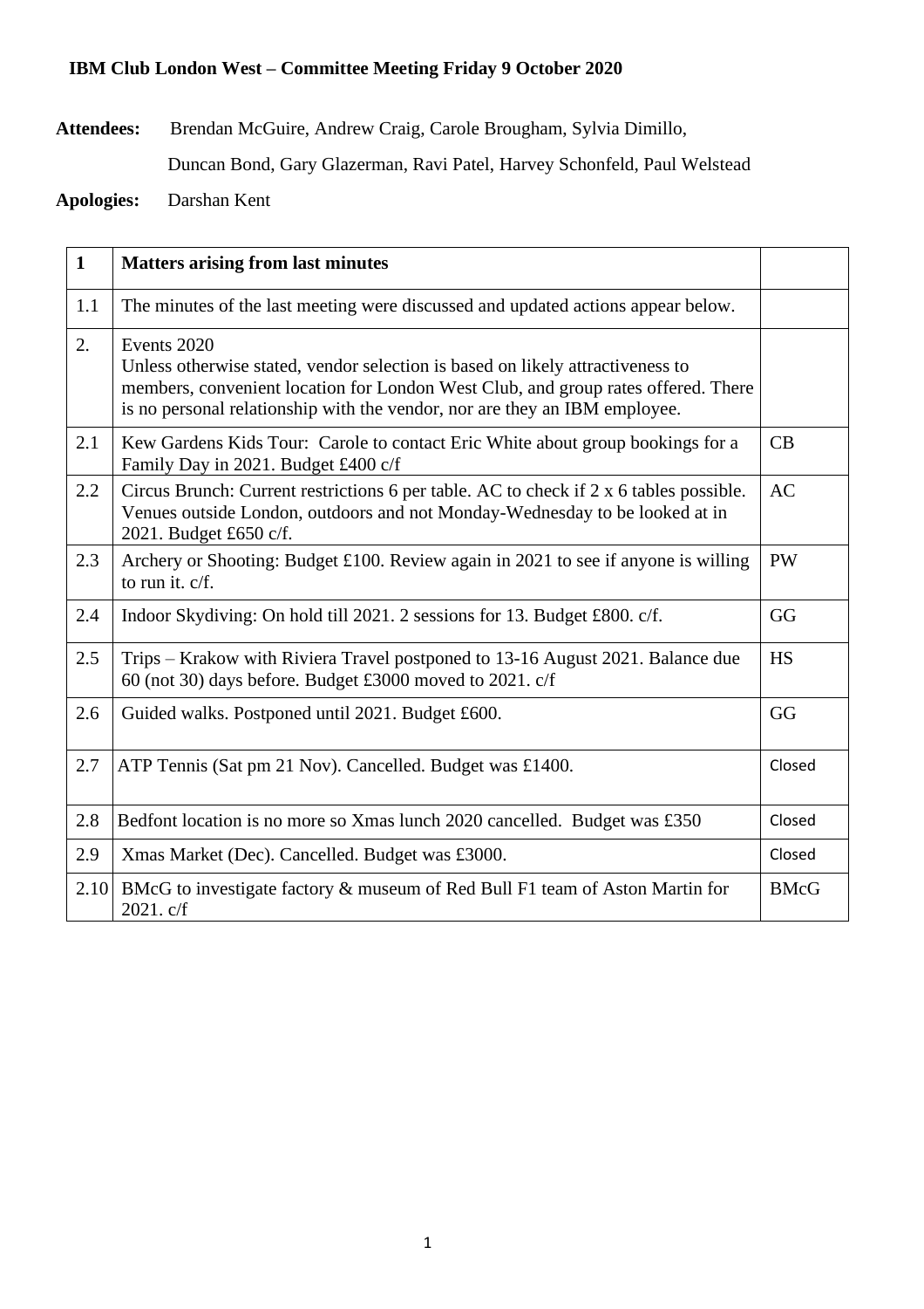# IBM Club London West – Committee Meeting Friday 9 October 2020

**Attendees:** Brendan McGuire, Andrew Craig, Carole Brougham, Sylvia Dimillo, Duncan Bond, Gary Glazerman, Ravi Patel, Harvey Schonfeld, Paul Welstead

**Apologies:** Darshan Kent

| 1 | **Matters arising from last minutes** | |
|---|---|---|
| 1.1 | The minutes of the last meeting were discussed and updated actions appear below. | |
| 2. | Events 2020<br>Unless otherwise stated, vendor selection is based on likely attractiveness to members, convenient location for London West Club, and group rates offered. There is no personal relationship with the vendor, nor are they an IBM employee. | |
| 2.1 | Kew Gardens Kids Tour: Carole to contact Eric White about group bookings for a Family Day in 2021. Budget £400 c/f | CB |
| 2.2 | Circus Brunch: Current restrictions 6 per table. AC to check if 2 x 6 tables possible. Venues outside London, outdoors and not Monday-Wednesday to be looked at in 2021. Budget £650 c/f. | AC |
| 2.3 | Archery or Shooting: Budget £100. Review again in 2021 to see if anyone is willing to run it. c/f. | PW |
| 2.4 | Indoor Skydiving: On hold till 2021. 2 sessions for 13. Budget £800. c/f. | GG |
| 2.5 | Trips – Krakow with Riviera Travel postponed to 13-16 August 2021. Balance due 60 (not 30) days before. Budget £3000 moved to 2021. c/f | HS |
| 2.6 | Guided walks. Postponed until 2021. Budget £600. | GG |
| 2.7 | ATP Tennis (Sat pm 21 Nov). Cancelled. Budget was £1400. | Closed |
| 2.8 | Bedfont location is no more so Xmas lunch 2020 cancelled. Budget was £350 | Closed |
| 2.9 | Xmas Market (Dec). Cancelled. Budget was £3000. | Closed |
| 2.10 | BMcG to investigate factory & museum of Red Bull F1 team of Aston Martin for 2021. c/f | BMcG |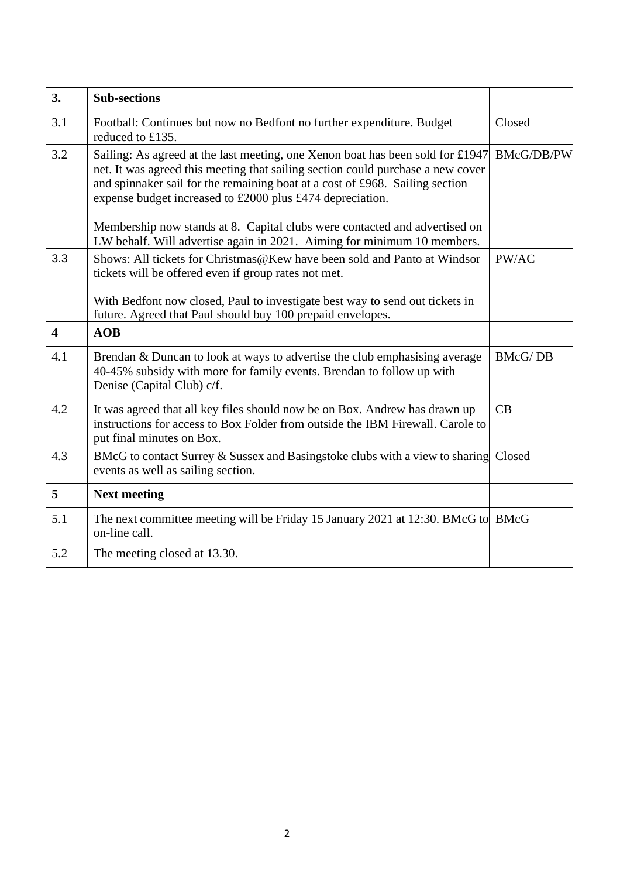| | | |
|---|---|---|
| **3.** | **Sub-sections** | |
| 3.1 | Football: Continues but now no Bedfont no further expenditure. Budget reduced to £135. | Closed |
| 3.2 | Sailing: As agreed at the last meeting, one Xenon boat has been sold for £1947 net. It was agreed this meeting that sailing section could purchase a new cover and spinnaker sail for the remaining boat at a cost of £968. Sailing section expense budget increased to £2000 plus £474 depreciation.<br><br>Membership now stands at 8. Capital clubs were contacted and advertised on LW behalf. Will advertise again in 2021. Aiming for minimum 10 members. | BMcG/DB/PW |
| 3.3 | Shows: All tickets for Christmas@Kew have been sold and Panto at Windsor tickets will be offered even if group rates not met.<br><br>With Bedfont now closed, Paul to investigate best way to send out tickets in future. Agreed that Paul should buy 100 prepaid envelopes. | PW/AC |
| **4** | **AOB** | |
| 4.1 | Brendan & Duncan to look at ways to advertise the club emphasising average 40-45% subsidy with more for family events. Brendan to follow up with Denise (Capital Club) c/f. | BMcG/ DB |
| 4.2 | It was agreed that all key files should now be on Box. Andrew has drawn up instructions for access to Box Folder from outside the IBM Firewall. Carole to put final minutes on Box. | CB |
| 4.3 | BMcG to contact Surrey & Sussex and Basingstoke clubs with a view to sharing events as well as sailing section. | Closed |
| **5** | **Next meeting** | |
| 5.1 | The next committee meeting will be Friday 15 January 2021 at 12:30. BMcG to on-line call. | BMcG |
| 5.2 | The meeting closed at 13.30. | |